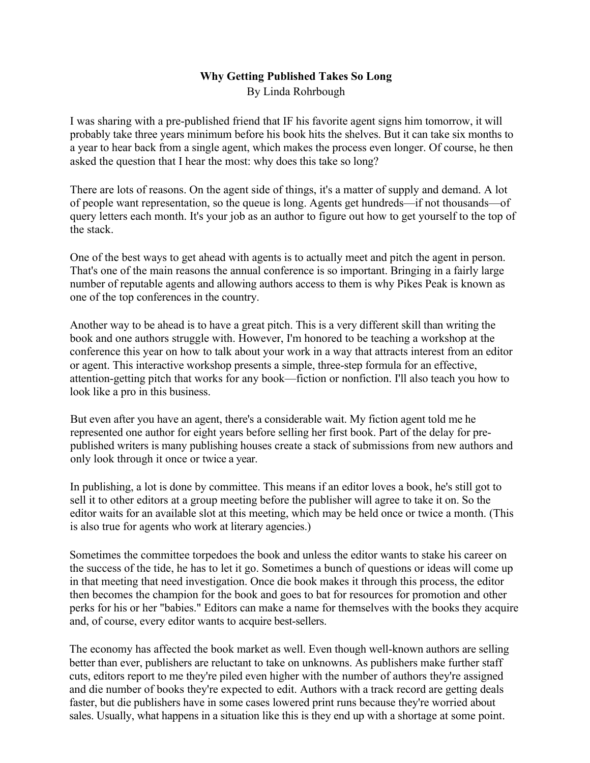**Why Getting Published Takes So Long**

By Linda Rohrbough

I was sharing with a pre-published friend that IF his favorite agent signs him tomorrow, it will probably take three years minimum before his book hits the shelves. But it can take six months to a year to hear back from a single agent, which makes the process even longer. Of course, he then asked the question that I hear the most: why does this take so long?

There are lots of reasons. On the agent side of things, it's a matter of supply and demand. A lot of people want representation, so the queue is long. Agents get hundreds—if not thousands—of query letters each month. It's your job as an author to figure out how to get yourself to the top of the stack.

One of the best ways to get ahead with agents is to actually meet and pitch the agent in person. That's one of the main reasons the annual conference is so important. Bringing in a fairly large number of reputable agents and allowing authors access to them is why Pikes Peak is known as one of the top conferences in the country.

Another way to be ahead is to have a great pitch. This is a very different skill than writing the book and one authors struggle with. However, I'm honored to be teaching a workshop at the conference this year on how to talk about your work in a way that attracts interest from an editor or agent. This interactive workshop presents a simple, three-step formula for an effective, attention-getting pitch that works for any book—fiction or nonfiction. I'll also teach you how to look like a pro in this business.

But even after you have an agent, there's a considerable wait. My fiction agent told me he represented one author for eight years before selling her first book. Part of the delay for pre-published writers is many publishing houses create a stack of submissions from new authors and only look through it once or twice a year.

In publishing, a lot is done by committee. This means if an editor loves a book, he's still got to sell it to other editors at a group meeting before the publisher will agree to take it on. So the editor waits for an available slot at this meeting, which may be held once or twice a month. (This is also true for agents who work at literary agencies.)

Sometimes the committee torpedoes the book and unless the editor wants to stake his career on the success of the tide, he has to let it go. Sometimes a bunch of questions or ideas will come up in that meeting that need investigation. Once die book makes it through this process, the editor then becomes the champion for the book and goes to bat for resources for promotion and other perks for his or her "babies." Editors can make a name for themselves with the books they acquire and, of course, every editor wants to acquire best-sellers.

The economy has affected the book market as well. Even though well-known authors are selling better than ever, publishers are reluctant to take on unknowns. As publishers make further staff cuts, editors report to me they're piled even higher with the number of authors they're assigned and die number of books they're expected to edit. Authors with a track record are getting deals faster, but die publishers have in some cases lowered print runs because they're worried about sales. Usually, what happens in a situation like this is they end up with a shortage at some point.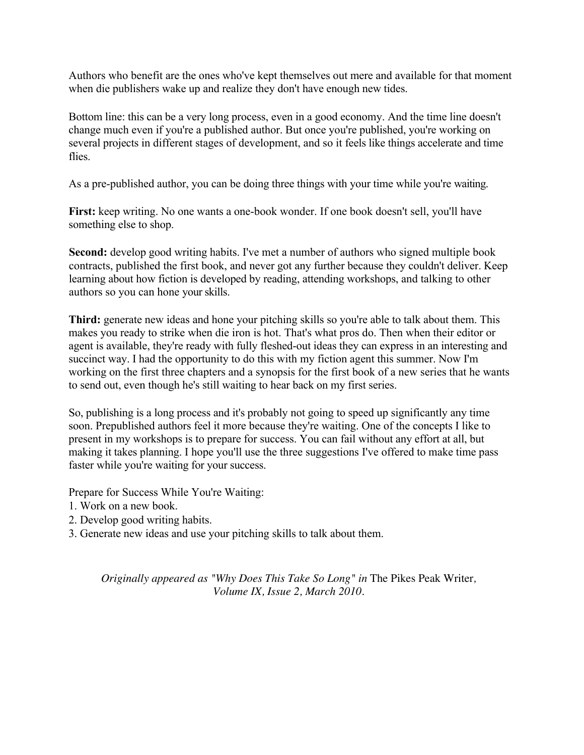Authors who benefit are the ones who've kept themselves out mere and available for that moment when die publishers wake up and realize they don't have enough new tides.

Bottom line: this can be a very long process, even in a good economy. And the time line doesn't change much even if you're a published author. But once you're published, you're working on several projects in different stages of development, and so it feels like things accelerate and time flies.

As a pre-published author, you can be doing three things with your time while you're waiting.

**First:** keep writing. No one wants a one-book wonder. If one book doesn't sell, you'll have something else to shop.

**Second:** develop good writing habits. I've met a number of authors who signed multiple book contracts, published the first book, and never got any further because they couldn't deliver. Keep learning about how fiction is developed by reading, attending workshops, and talking to other authors so you can hone your skills.

**Third:** generate new ideas and hone your pitching skills so you're able to talk about them. This makes you ready to strike when die iron is hot. That's what pros do. Then when their editor or agent is available, they're ready with fully fleshed-out ideas they can express in an interesting and succinct way. I had the opportunity to do this with my fiction agent this summer. Now I'm working on the first three chapters and a synopsis for the first book of a new series that he wants to send out, even though he's still waiting to hear back on my first series.

So, publishing is a long process and it's probably not going to speed up significantly any time soon. Prepublished authors feel it more because they're waiting. One of the concepts I like to present in my workshops is to prepare for success. You can fail without any effort at all, but making it takes planning. I hope you'll use the three suggestions I've offered to make time pass faster while you're waiting for your success.

Prepare for Success While You're Waiting:
1. Work on a new book.
2. Develop good writing habits.
3. Generate new ideas and use your pitching skills to talk about them.

*Originally appeared as "Why Does This Take So Long" in* The Pikes Peak Writer*, Volume IX, Issue 2, March 2010.*